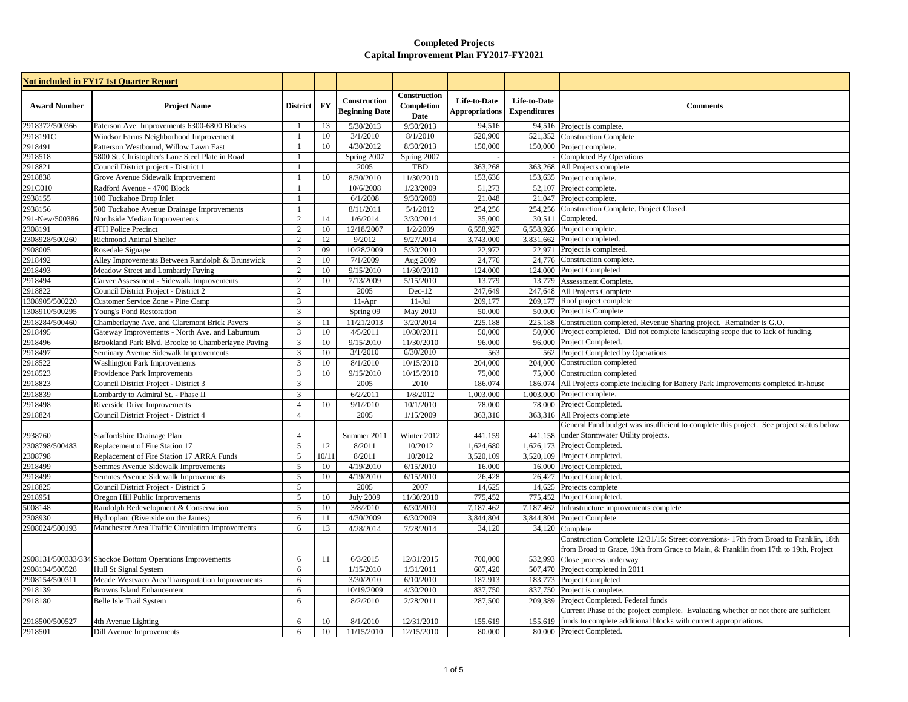# Completed Projects
## Capital Improvement Plan FY2017-FY2021

| Not included in FY17 1st Quarter Report | | | | | | | | |
|---|---|---|---|---|---|---|---|---|
| **Award Number** | **Project Name** | **District** | **FY** | **Construction Beginning Date** | **Construction Completion Date** | **Life-to-Date Appropriations** | **Life-to-Date Expenditures** | **Comments** |
| 2918372/500366 | Paterson Ave. Improvements 6300-6800 Blocks | 1 | 13 | 5/30/2013 | 9/30/2013 | 94,516 | 94,516 | Project is complete. |
| 2918191C | Windsor Farms Neighborhood Improvement | 1 | 10 | 3/1/2010 | 8/1/2010 | 520,900 | 521,352 | Construction Complete |
| 2918491 | Patterson Westbound, Willow Lawn East | 1 | 10 | 4/30/2012 | 8/30/2013 | 150,000 | 150,000 | Project complete. |
| 2918518 | 5800 St. Christopher's Lane Steel Plate in Road | 1 | | Spring 2007 | Spring 2007 | - | - | Completed By Operations |
| 2918821 | Council District project - District 1 | 1 | | 2005 | TBD | 363,268 | 363,268 | All Projects complete |
| 2918838 | Grove Avenue Sidewalk Improvement | 1 | 10 | 8/30/2010 | 11/30/2010 | 153,636 | 153,635 | Project complete. |
| 291C010 | Radford Avenue - 4700 Block | 1 | | 10/6/2008 | 1/23/2009 | 51,273 | 52,107 | Project complete. |
| 2938155 | 100 Tuckahoe Drop Inlet | 1 | | 6/1/2008 | 9/30/2008 | 21,048 | 21,047 | Project complete. |
| 2938156 | 500 Tuckahoe Avenue Drainage Improvements | 1 | | 8/11/2011 | 5/1/2012 | 254,256 | 254,256 | Construction Complete. Project Closed. |
| 291-New/500386 | Northside Median Improvements | 2 | 14 | 1/6/2014 | 3/30/2014 | 35,000 | 30,511 | Completed. |
| 2308191 | 4TH Police Precinct | 2 | 10 | 12/18/2007 | 1/2/2009 | 6,558,927 | 6,558,926 | Project complete. |
| 2308928/500260 | Richmond Animal Shelter | 2 | 12 | 9/2012 | 9/27/2014 | 3,743,000 | 3,831,662 | Project completed. |
| 2908005 | Rosedale Signage | 2 | 09 | 10/28/2009 | 5/30/2010 | 22,972 | 22,971 | Project is completed. |
| 2918492 | Alley Improvements Between Randolph & Brunswick | 2 | 10 | 7/1/2009 | Aug 2009 | 24,776 | 24,776 | Construction complete. |
| 2918493 | Meadow Street and Lombardy Paving | 2 | 10 | 9/15/2010 | 11/30/2010 | 124,000 | 124,000 | Project Completed |
| 2918494 | Carver Assessment - Sidewalk Improvements | 2 | 10 | 7/13/2009 | 5/15/2010 | 13,779 | 13,779 | Assessment Complete. |
| 2918822 | Council District Project - District 2 | 2 | | 2005 | Dec-12 | 247,649 | 247,648 | All Projects Complete |
| 1308905/500220 | Customer Service Zone - Pine Camp | 3 | | 11-Apr | 11-Jul | 209,177 | 209,177 | Roof project complete |
| 1308910/500295 | Young's Pond Restoration | 3 | | Spring 09 | May 2010 | 50,000 | 50,000 | Project is Complete |
| 2918284/500460 | Chamberlayne Ave. and Claremont Brick Pavers | 3 | 11 | 11/21/2013 | 3/20/2014 | 225,188 | 225,188 | Construction completed. Revenue Sharing project. Remainder is G.O. |
| 2918495 | Gateway Improvements - North Ave. and Laburnum | 3 | 10 | 4/5/2011 | 10/30/2011 | 50,000 | 50,000 | Project completed. Did not complete landscaping scope due to lack of funding. |
| 2918496 | Brookland Park Blvd. Brooke to Chamberlayne Paving | 3 | 10 | 9/15/2010 | 11/30/2010 | 96,000 | 96,000 | Project Completed. |
| 2918497 | Seminary Avenue Sidewalk Improvements | 3 | 10 | 3/1/2010 | 6/30/2010 | 563 | 562 | Project Completed by Operations |
| 2918522 | Washington Park Improvements | 3 | 10 | 8/1/2010 | 10/15/2010 | 204,000 | 204,000 | Construction completed |
| 2918523 | Providence Park Improvements | 3 | 10 | 9/15/2010 | 10/15/2010 | 75,000 | 75,000 | Construction completed |
| 2918823 | Council District Project - District 3 | 3 | | 2005 | 2010 | 186,074 | 186,074 | All Projects complete including for Battery Park Improvements completed in-house |
| 2918839 | Lombardy to Admiral St. - Phase II | 3 | | 6/2/2011 | 1/8/2012 | 1,003,000 | 1,003,000 | Project complete. |
| 2918498 | Riverside Drive Improvements | 4 | 10 | 9/1/2010 | 10/1/2010 | 78,000 | 78,000 | Project Completed. |
| 2918824 | Council District Project - District 4 | 4 | | 2005 | 1/15/2009 | 363,316 | 363,316 | All Projects complete |
| 2938760 | Staffordshire Drainage Plan | 4 | | Summer 2011 | Winter 2012 | 441,159 | 441,158 | General Fund budget was insufficient to complete this project. See project status below under Stormwater Utility projects. |
| 2308798/500483 | Replacement of Fire Station 17 | 5 | 12 | 8/2011 | 10/2012 | 1,624,680 | 1,626,173 | Project Completed. |
| 2308798 | Replacement of Fire Station 17 ARRA Funds | 5 | 10/11 | 8/2011 | 10/2012 | 3,520,109 | 3,520,109 | Project Completed. |
| 2918499 | Semmes Avenue Sidewalk Improvements | 5 | 10 | 4/19/2010 | 6/15/2010 | 16,000 | 16,000 | Project Completed. |
| 2918499 | Semmes Avenue Sidewalk Improvements | 5 | 10 | 4/19/2010 | 6/15/2010 | 26,428 | 26,427 | Project Completed. |
| 2918825 | Council District Project - District 5 | 5 | | 2005 | 2007 | 14,625 | 14,625 | Projects complete |
| 2918951 | Oregon Hill Public Improvements | 5 | 10 | July 2009 | 11/30/2010 | 775,452 | 775,452 | Project Completed. |
| 5008148 | Randolph Redevelopment & Conservation | 5 | 10 | 3/8/2010 | 6/30/2010 | 7,187,462 | 7,187,462 | Infrastructure improvements complete |
| 2308930 | Hydroplant (Riverside on the James) | 6 | 11 | 4/30/2009 | 6/30/2009 | 3,844,804 | 3,844,804 | Project Complete |
| 2908024/500193 | Manchester Area Traffic Circulation Improvements | 6 | 13 | 4/28/2014 | 7/28/2014 | 34,120 | 34,120 | Complete |
| 2908131/500333/334 | Shockoe Bottom Operations Improvements | 6 | 11 | 6/3/2015 | 12/31/2015 | 700,000 | 532,993 | Construction Complete 12/31/15: Street conversions- 17th from Broad to Franklin, 18th from Broad to Grace, 19th from Grace to Main, & Franklin from 17th to 19th. Project Close process underway |
| 2908134/500528 | Hull St Signal System | 6 | | 1/15/2010 | 1/31/2011 | 607,420 | 507,470 | Project completed in 2011 |
| 2908154/500311 | Meade Westvaco Area Transportation Improvements | 6 | | 3/30/2010 | 6/10/2010 | 187,913 | 183,773 | Project Completed |
| 2918139 | Browns Island Enhancement | 6 | | 10/19/2009 | 4/30/2010 | 837,750 | 837,750 | Project is complete. |
| 2918180 | Belle Isle Trail System | 6 | | 8/2/2010 | 2/28/2011 | 287,500 | 209,389 | Project Completed. Federal funds |
| 2918500/500527 | 4th Avenue Lighting | 6 | 10 | 8/1/2010 | 12/31/2010 | 155,619 | 155,619 | Current Phase of the project complete. Evaluating whether or not there are sufficient funds to complete additional blocks with current appropriations. |
| 2918501 | Dill Avenue Improvements | 6 | 10 | 11/15/2010 | 12/15/2010 | 80,000 | 80,000 | Project Completed. |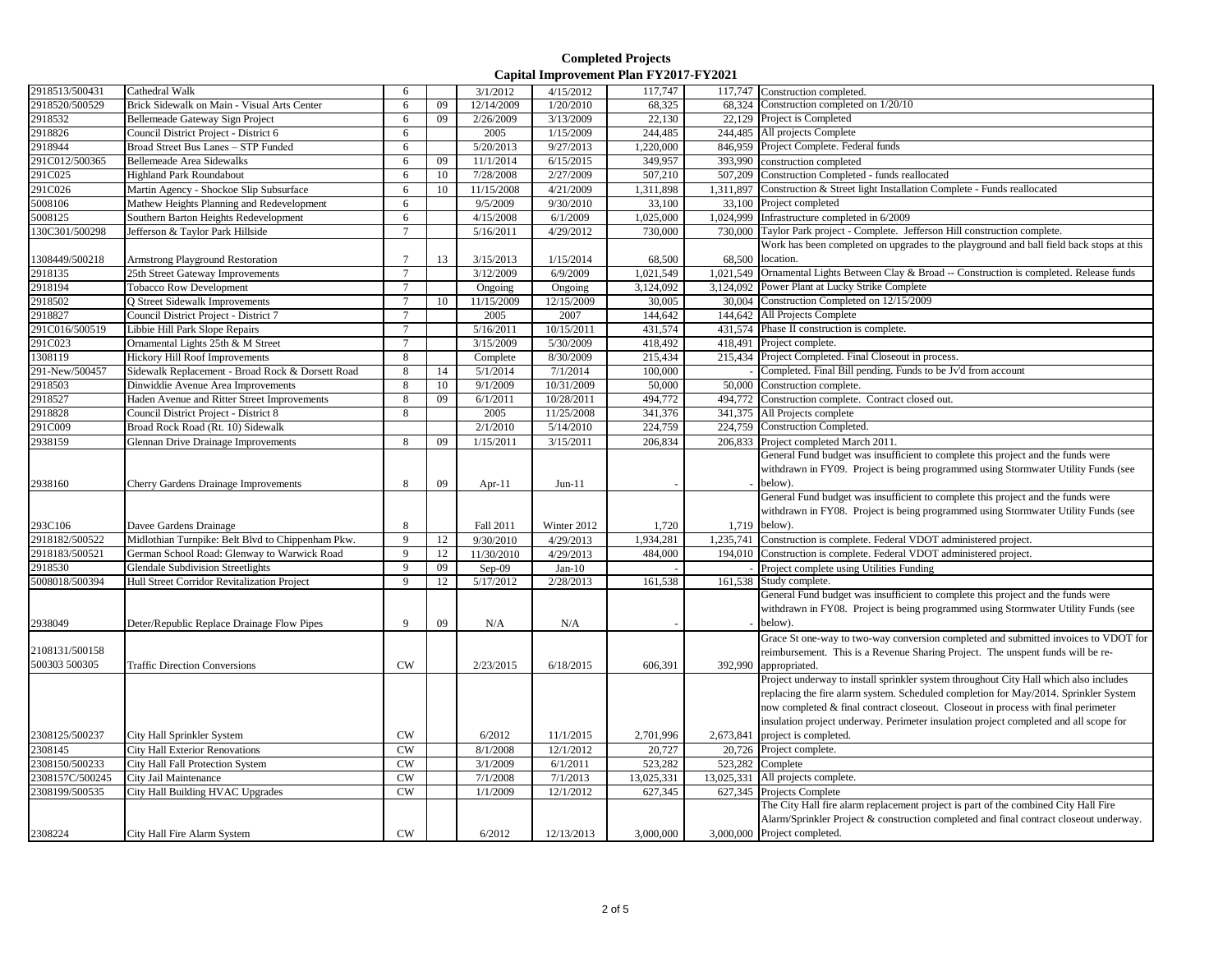# Completed Projects
## Capital Improvement Plan FY2017-FY2021

| | | | | | | | | |
|---|---|---|---|---|---|---|---|---|
| 2918513/500431 | Cathedral Walk | 6 | | 3/1/2012 | 4/15/2012 | 117,747 | 117,747 | Construction completed. |
| 2918520/500529 | Brick Sidewalk on Main - Visual Arts Center | 6 | 09 | 12/14/2009 | 1/20/2010 | 68,325 | 68,324 | Construction completed on 1/20/10 |
| 2918532 | Bellemeade Gateway Sign Project | 6 | 09 | 2/26/2009 | 3/13/2009 | 22,130 | 22,129 | Project is Completed |
| 2918826 | Council District Project - District 6 | 6 | | 2005 | 1/15/2009 | 244,485 | 244,485 | All projects Complete |
| 2918944 | Broad Street Bus Lanes – STP Funded | 6 | | 5/20/2013 | 9/27/2013 | 1,220,000 | 846,959 | Project Complete. Federal funds |
| 291C012/500365 | Bellemeade Area Sidewalks | 6 | 09 | 11/1/2014 | 6/15/2015 | 349,957 | 393,990 | construction completed |
| 291C025 | Highland Park Roundabout | 6 | 10 | 7/28/2008 | 2/27/2009 | 507,210 | 507,209 | Construction Completed - funds reallocated |
| 291C026 | Martin Agency - Shockoe Slip Subsurface | 6 | 10 | 11/15/2008 | 4/21/2009 | 1,311,898 | 1,311,897 | Construction & Street light Installation Complete - Funds reallocated |
| 5008106 | Mathew Heights Planning and Redevelopment | 6 | | 9/5/2009 | 9/30/2010 | 33,100 | 33,100 | Project completed |
| 5008125 | Southern Barton Heights Redevelopment | 6 | | 4/15/2008 | 6/1/2009 | 1,025,000 | 1,024,999 | Infrastructure completed in 6/2009 |
| 130C301/500298 | Jefferson & Taylor Park Hillside | 7 | | 5/16/2011 | 4/29/2012 | 730,000 | 730,000 | Taylor Park project - Complete. Jefferson Hill construction complete. |
| 1308449/500218 | Armstrong Playground Restoration | 7 | 13 | 3/15/2013 | 1/15/2014 | 68,500 | 68,500 | Work has been completed on upgrades to the playground and ball field back stops at this location. |
| 2918135 | 25th Street Gateway Improvements | 7 | | 3/12/2009 | 6/9/2009 | 1,021,549 | 1,021,549 | Ornamental Lights Between Clay & Broad -- Construction is completed. Release funds |
| 2918194 | Tobacco Row Development | 7 | | Ongoing | Ongoing | 3,124,092 | 3,124,092 | Power Plant at Lucky Strike Complete |
| 2918502 | Q Street Sidewalk Improvements | 7 | 10 | 11/15/2009 | 12/15/2009 | 30,005 | 30,004 | Construction Completed on 12/15/2009 |
| 2918827 | Council District Project - District 7 | 7 | | 2005 | 2007 | 144,642 | 144,642 | All Projects Complete |
| 291C016/500519 | Libbie Hill Park Slope Repairs | 7 | | 5/16/2011 | 10/15/2011 | 431,574 | 431,574 | Phase II construction is complete. |
| 291C023 | Ornamental Lights 25th & M Street | 7 | | 3/15/2009 | 5/30/2009 | 418,492 | 418,491 | Project complete. |
| 1308119 | Hickory Hill Roof Improvements | 8 | | Complete | 8/30/2009 | 215,434 | 215,434 | Project Completed. Final Closeout in process. |
| 291-New/500457 | Sidewalk Replacement - Broad Rock & Dorsett Road | 8 | 14 | 5/1/2014 | 7/1/2014 | 100,000 | - | Completed. Final Bill pending. Funds to be Jv'd from account |
| 2918503 | Dinwiddie Avenue Area Improvements | 8 | 10 | 9/1/2009 | 10/31/2009 | 50,000 | 50,000 | Construction complete. |
| 2918527 | Haden Avenue and Ritter Street Improvements | 8 | 09 | 6/1/2011 | 10/28/2011 | 494,772 | 494,772 | Construction complete. Contract closed out. |
| 2918828 | Council District Project - District 8 | 8 | | 2005 | 11/25/2008 | 341,376 | 341,375 | All Projects complete |
| 291C009 | Broad Rock Road (Rt. 10) Sidewalk | | | 2/1/2010 | 5/14/2010 | 224,759 | 224,759 | Construction Completed. |
| 2938159 | Glennan Drive Drainage Improvements | 8 | 09 | 1/15/2011 | 3/15/2011 | 206,834 | 206,833 | Project completed March 2011. |
| 2938160 | Cherry Gardens Drainage Improvements | 8 | 09 | Apr-11 | Jun-11 | - | - | General Fund budget was insufficient to complete this project and the funds were withdrawn in FY09. Project is being programmed using Stormwater Utility Funds (see below). |
| 293C106 | Davee Gardens Drainage | 8 | | Fall 2011 | Winter 2012 | 1,720 | 1,719 | General Fund budget was insufficient to complete this project and the funds were withdrawn in FY08. Project is being programmed using Stormwater Utility Funds (see below). |
| 2918182/500522 | Midlothian Turnpike: Belt Blvd to Chippenham Pkw. | 9 | 12 | 9/30/2010 | 4/29/2013 | 1,934,281 | 1,235,741 | Construction is complete. Federal VDOT administered project. |
| 2918183/500521 | German School Road: Glenway to Warwick Road | 9 | 12 | 11/30/2010 | 4/29/2013 | 484,000 | 194,010 | Construction is complete. Federal VDOT administered project. |
| 2918530 | Glendale Subdivision Streetlights | 9 | 09 | Sep-09 | Jan-10 | - | - | Project complete using Utilities Funding |
| 5008018/500394 | Hull Street Corridor Revitalization Project | 9 | 12 | 5/17/2012 | 2/28/2013 | 161,538 | 161,538 | Study complete. |
| 2938049 | Deter/Republic Replace Drainage Flow Pipes | 9 | 09 | N/A | N/A | - | - | General Fund budget was insufficient to complete this project and the funds were withdrawn in FY08. Project is being programmed using Stormwater Utility Funds (see below). |
| 2108131/500158 500303 500305 | Traffic Direction Conversions | CW | | 2/23/2015 | 6/18/2015 | 606,391 | 392,990 | Grace St one-way to two-way conversion completed and submitted invoices to VDOT for reimbursement. This is a Revenue Sharing Project. The unspent funds will be re-appropriated. |
| 2308125/500237 | City Hall Sprinkler System | CW | | 6/2012 | 11/1/2015 | 2,701,996 | 2,673,841 | Project underway to install sprinkler system throughout City Hall which also includes replacing the fire alarm system. Scheduled completion for May/2014. Sprinkler System now completed & final contract closeout. Closeout in process with final perimeter insulation project underway. Perimeter insulation project completed and all scope for project is completed. |
| 2308145 | City Hall Exterior Renovations | CW | | 8/1/2008 | 12/1/2012 | 20,727 | 20,726 | Project complete. |
| 2308150/500233 | City Hall Fall Protection System | CW | | 3/1/2009 | 6/1/2011 | 523,282 | 523,282 | Complete |
| 2308157C/500245 | City Jail Maintenance | CW | | 7/1/2008 | 7/1/2013 | 13,025,331 | 13,025,331 | All projects complete. |
| 2308199/500535 | City Hall Building HVAC Upgrades | CW | | 1/1/2009 | 12/1/2012 | 627,345 | 627,345 | Projects Complete |
| 2308224 | City Hall Fire Alarm System | CW | | 6/2012 | 12/13/2013 | 3,000,000 | 3,000,000 | The City Hall fire alarm replacement project is part of the combined City Hall Fire Alarm/Sprinkler Project & construction completed and final contract closeout underway. Project completed. |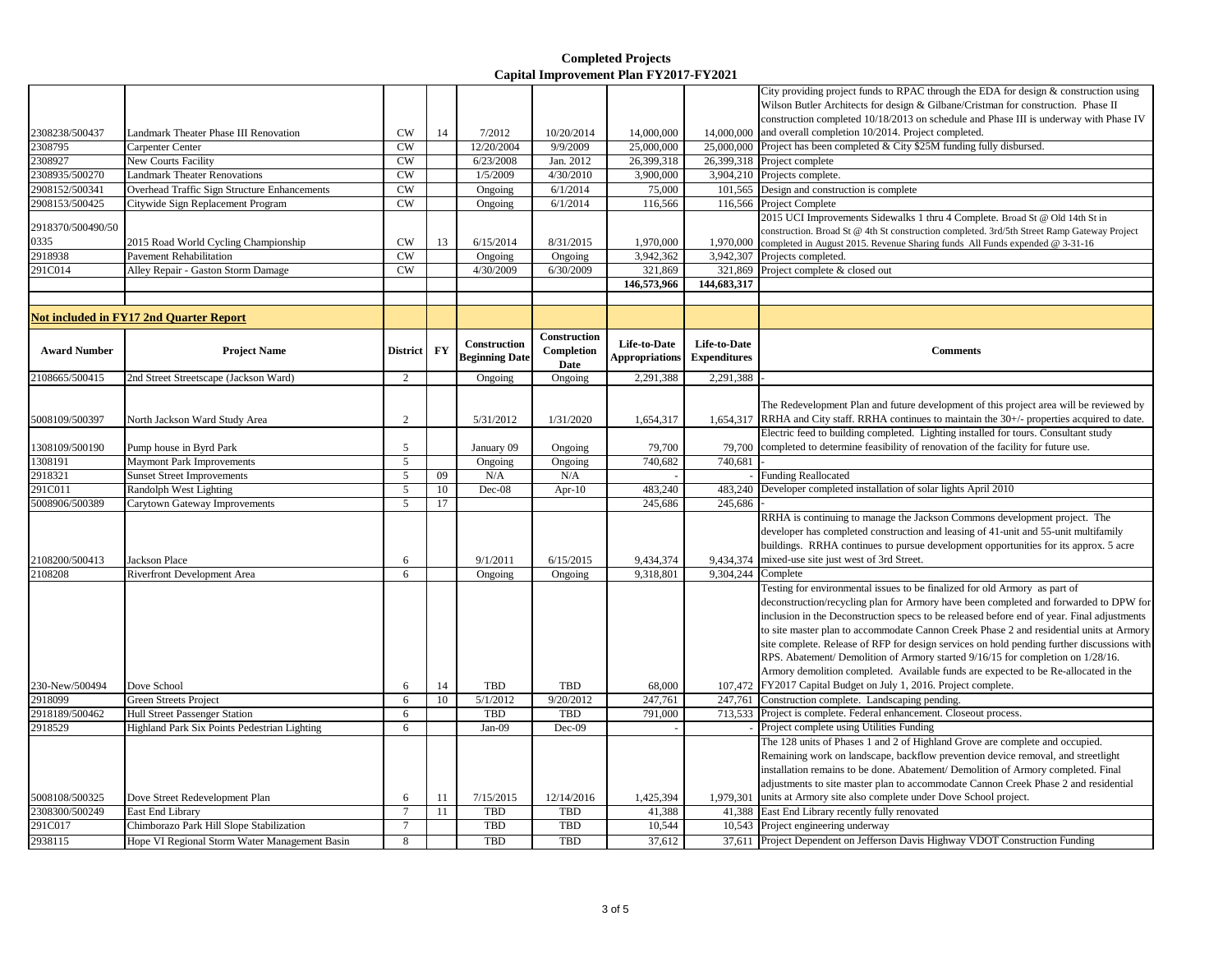## Completed Projects
## Capital Improvement Plan FY2017-FY2021

| Award Number | Project Name | District | FY | Construction Beginning Date | Construction Completion Date | Life-to-Date Appropriations | Life-to-Date Expenditures | Comments |
|---|---|---|---|---|---|---|---|---|
| 2308238/500437 | Landmark Theater Phase III Renovation | CW | 14 | 7/2012 | 10/20/2014 | 14,000,000 | 14,000,000 | City providing project funds to RPAC through the EDA for design & construction using Wilson Butler Architects for design & Gilbane/Cristman for construction. Phase II construction completed 10/18/2013 on schedule and Phase III is underway with Phase IV and overall completion 10/2014. Project completed. |
| 2308795 | Carpenter Center | CW | | 12/20/2004 | 9/9/2009 | 25,000,000 | 25,000,000 | Project has been completed & City $25M funding fully disbursed. |
| 2308927 | New Courts Facility | CW | | 6/23/2008 | Jan. 2012 | 26,399,318 | 26,399,318 | Project complete |
| 2308935/500270 | Landmark Theater Renovations | CW | | 1/5/2009 | 4/30/2010 | 3,900,000 | 3,904,210 | Projects complete. |
| 2908152/500341 | Overhead Traffic Sign Structure Enhancements | CW | | Ongoing | 6/1/2014 | 75,000 | 101,565 | Design and construction is complete |
| 2908153/500425 | Citywide Sign Replacement Program | CW | | Ongoing | 6/1/2014 | 116,566 | 116,566 | Project Complete |
| 2918370/500490/500335 | 2015 Road World Cycling Championship | CW | 13 | 6/15/2014 | 8/31/2015 | 1,970,000 | 1,970,000 | 2015 UCI Improvements Sidewalks 1 thru 4 Complete. Broad St @ Old 14th St in construction. Broad St @ 4th St construction completed. 3rd/5th Street Ramp Gateway Project completed in August 2015. Revenue Sharing funds All Funds expended @ 3-31-16 |
| 2918938 | Pavement Rehabilitation | CW | | Ongoing | Ongoing | 3,942,362 | 3,942,307 | Projects completed. |
| 291C014 | Alley Repair - Gaston Storm Damage | CW | | 4/30/2009 | 6/30/2009 | 321,869 | 321,869 | Project complete & closed out |
| | | | | | | **146,573,966** | **144,683,317** | |

**Not included in FY17 2nd Quarter Report**

| Award Number | Project Name | District | FY | Construction Beginning Date | Construction Completion Date | Life-to-Date Appropriations | Life-to-Date Expenditures | Comments |
|---|---|---|---|---|---|---|---|---|
| 2108665/500415 | 2nd Street Streetscape (Jackson Ward) | 2 | | Ongoing | Ongoing | 2,291,388 | 2,291,388 | - |
| 5008109/500397 | North Jackson Ward Study Area | 2 | | 5/31/2012 | 1/31/2020 | 1,654,317 | 1,654,317 | The Redevelopment Plan and future development of this project area will be reviewed by RRHA and City staff. RRHA continues to maintain the 30+/- properties acquired to date. |
| 1308109/500190 | Pump house in Byrd Park | 5 | | January 09 | Ongoing | 79,700 | 79,700 | Electric feed to building completed. Lighting installed for tours. Consultant study completed to determine feasibility of renovation of the facility for future use. |
| 1308191 | Maymont Park Improvements | 5 | | Ongoing | Ongoing | 740,682 | 740,681 | - |
| 2918321 | Sunset Street Improvements | 5 | 09 | N/A | N/A | - | - | Funding Reallocated |
| 291C011 | Randolph West Lighting | 5 | 10 | Dec-08 | Apr-10 | 483,240 | 483,240 | Developer completed installation of solar lights April 2010 |
| 5008906/500389 | Carytown Gateway Improvements | 5 | 17 | | | 245,686 | 245,686 | - |
| 2108200/500413 | Jackson Place | 6 | | 9/1/2011 | 6/15/2015 | 9,434,374 | 9,434,374 | RRHA is continuing to manage the Jackson Commons development project. The developer has completed construction and leasing of 41-unit and 55-unit multifamily buildings. RRHA continues to pursue development opportunities for its approx. 5 acre mixed-use site just west of 3rd Street. |
| 2108208 | Riverfront Development Area | 6 | | Ongoing | Ongoing | 9,318,801 | 9,304,244 | Complete |
| 230-New/500494 | Dove School | 6 | 14 | TBD | TBD | 68,000 | 107,472 | Testing for environmental issues to be finalized for old Armory as part of deconstruction/recycling plan for Armory have been completed and forwarded to DPW for inclusion in the Deconstruction specs to be released before end of year. Final adjustments to site master plan to accommodate Cannon Creek Phase 2 and residential units at Armory site complete. Release of RFP for design services on hold pending further discussions with RPS. Abatement/ Demolition of Armory started 9/16/15 for completion on 1/28/16. Armory demolition completed. Available funds are expected to be Re-allocated in the FY2017 Capital Budget on July 1, 2016. Project complete. |
| 2918099 | Green Streets Project | 6 | 10 | 5/1/2012 | 9/20/2012 | 247,761 | 247,761 | Construction complete. Landscaping pending. |
| 2918189/500462 | Hull Street Passenger Station | 6 | | TBD | TBD | 791,000 | 713,533 | Project is complete. Federal enhancement. Closeout process. |
| 2918529 | Highland Park Six Points Pedestrian Lighting | 6 | | Jan-09 | Dec-09 | - | - | Project complete using Utilities Funding |
| 5008108/500325 | Dove Street Redevelopment Plan | 6 | 11 | 7/15/2015 | 12/14/2016 | 1,425,394 | 1,979,301 | The 128 units of Phases 1 and 2 of Highland Grove are complete and occupied. Remaining work on landscape, backflow prevention device removal, and streetlight installation remains to be done. Abatement/ Demolition of Armory completed. Final adjustments to site master plan to accommodate Cannon Creek Phase 2 and residential units at Armory site also complete under Dove School project. |
| 2308300/500249 | East End Library | 7 | 11 | TBD | TBD | 41,388 | 41,388 | East End Library recently fully renovated |
| 291C017 | Chimborazo Park Hill Slope Stabilization | 7 | | TBD | TBD | 10,544 | 10,543 | Project engineering underway |
| 2938115 | Hope VI Regional Storm Water Management Basin | 8 | | TBD | TBD | 37,612 | 37,611 | Project Dependent on Jefferson Davis Highway VDOT Construction Funding |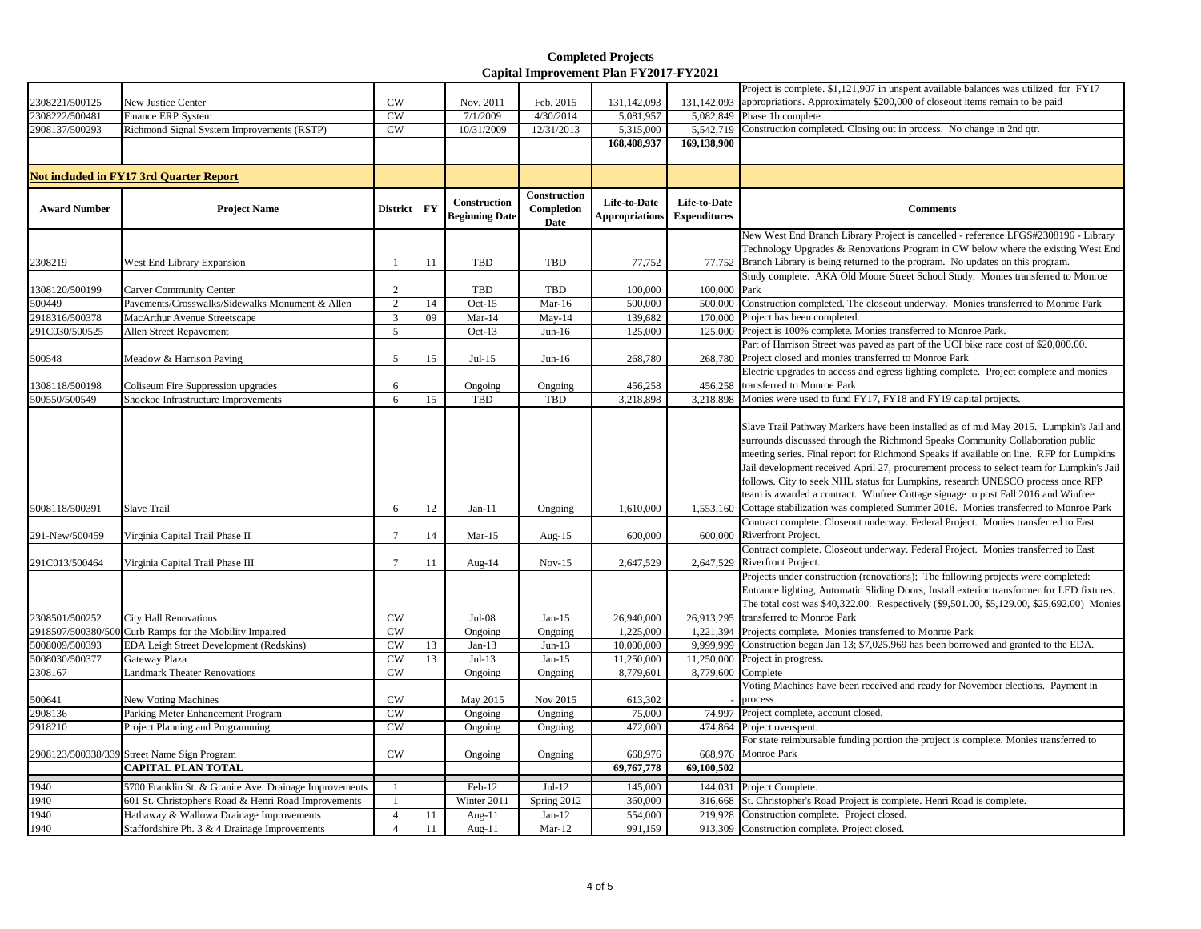# Completed Projects
## Capital Improvement Plan FY2017-FY2021

| Award Number | Project Name | District | FY | Construction Beginning Date | Construction Completion Date | Life-to-Date Appropriations | Life-to-Date Expenditures | Comments |
|---|---|---|---|---|---|---|---|---|
| 2308221/500125 | New Justice Center | CW | | Nov. 2011 | Feb. 2015 | 131,142,093 | 131,142,093 | Project is complete. $1,121,907 in unspent available balances was utilized for FY17 appropriations. Approximately $200,000 of closeout items remain to be paid |
| 2308222/500481 | Finance ERP System | CW | | 7/1/2009 | 4/30/2014 | 5,081,957 | 5,082,849 | Phase 1b complete |
| 2908137/500293 | Richmond Signal System Improvements (RSTP) | CW | | 10/31/2009 | 12/31/2013 | 5,315,000 | 5,542,719 | Construction completed. Closing out in process. No change in 2nd qtr. |
| | | | | | | **168,408,937** | **169,138,900** | |
| | | | | | | | | |
| **Not included in FY17 3rd Quarter Report** | | | | | | | | |
| **Award Number** | **Project Name** | **District** | **FY** | **Construction Beginning Date** | **Construction Completion Date** | **Life-to-Date Appropriations** | **Life-to-Date Expenditures** | **Comments** |
| 2308219 | West End Library Expansion | 1 | 11 | TBD | TBD | 77,752 | 77,752 | New West End Branch Library Project is cancelled - reference LFGS#2308196 - Library Technology Upgrades & Renovations Program in CW below where the existing West End Branch Library is being returned to the program. No updates on this program. |
| 1308120/500199 | Carver Community Center | 2 | | TBD | TBD | 100,000 | 100,000 | Study complete. AKA Old Moore Street School Study. Monies transferred to Monroe Park |
| 500449 | Pavements/Crosswalks/Sidewalks Monument & Allen | 2 | 14 | Oct-15 | Mar-16 | 500,000 | 500,000 | Construction completed. The closeout underway. Monies transferred to Monroe Park |
| 2918316/500378 | MacArthur Avenue Streetscape | 3 | 09 | Mar-14 | May-14 | 139,682 | 170,000 | Project has been completed. |
| 291C030/500525 | Allen Street Repavement | 5 | | Oct-13 | Jun-16 | 125,000 | 125,000 | Project is 100% complete. Monies transferred to Monroe Park. |
| 500548 | Meadow & Harrison Paving | 5 | 15 | Jul-15 | Jun-16 | 268,780 | 268,780 | Part of Harrison Street was paved as part of the UCI bike race cost of $20,000.00. Project closed and monies transferred to Monroe Park |
| 1308118/500198 | Coliseum Fire Suppression upgrades | 6 | | Ongoing | Ongoing | 456,258 | 456,258 | Electric upgrades to access and egress lighting complete. Project complete and monies transferred to Monroe Park |
| 500550/500549 | Shockoe Infrastructure Improvements | 6 | 15 | TBD | TBD | 3,218,898 | 3,218,898 | Monies were used to fund FY17, FY18 and FY19 capital projects. |
| 5008118/500391 | Slave Trail | 6 | 12 | Jan-11 | Ongoing | 1,610,000 | 1,553,160 | Slave Trail Pathway Markers have been installed as of mid May 2015. Lumpkin's Jail and surrounds discussed through the Richmond Speaks Community Collaboration public meeting series. Final report for Richmond Speaks if available on line. RFP for Lumpkins Jail development received April 27, procurement process to select team for Lumpkin's Jail follows. City to seek NHL status for Lumpkins, research UNESCO process once RFP team is awarded a contract. Winfree Cottage signage to post Fall 2016 and Winfree Cottage stabilization was completed Summer 2016. Monies transferred to Monroe Park |
| 291-New/500459 | Virginia Capital Trail Phase II | 7 | 14 | Mar-15 | Aug-15 | 600,000 | 600,000 | Contract complete. Closeout underway. Federal Project. Monies transferred to East Riverfront Project. |
| 291C013/500464 | Virginia Capital Trail Phase III | 7 | 11 | Aug-14 | Nov-15 | 2,647,529 | 2,647,529 | Contract complete. Closeout underway. Federal Project. Monies transferred to East Riverfront Project. |
| 2308501/500252 | City Hall Renovations | CW | | Jul-08 | Jan-15 | 26,940,000 | 26,913,295 | Projects under construction (renovations); The following projects were completed: Entrance lighting, Automatic Sliding Doors, Install exterior transformer for LED fixtures. The total cost was $40,322.00. Respectively ($9,501.00, $5,129.00, $25,692.00) Monies transferred to Monroe Park |
| 2918507/500380/500 | Curb Ramps for the Mobility Impaired | CW | | Ongoing | Ongoing | 1,225,000 | 1,221,394 | Projects complete. Monies transferred to Monroe Park |
| 5008009/500393 | EDA Leigh Street Development (Redskins) | CW | 13 | Jan-13 | Jun-13 | 10,000,000 | 9,999,999 | Construction began Jan 13; $7,025,969 has been borrowed and granted to the EDA. |
| 5008030/500377 | Gateway Plaza | CW | 13 | Jul-13 | Jan-15 | 11,250,000 | 11,250,000 | Project in progress. |
| 2308167 | Landmark Theater Renovations | CW | | Ongoing | Ongoing | 8,779,601 | 8,779,600 | Complete |
| 500641 | New Voting Machines | CW | | May 2015 | Nov 2015 | 613,302 | - | Voting Machines have been received and ready for November elections. Payment in process |
| 2908136 | Parking Meter Enhancement Program | CW | | Ongoing | Ongoing | 75,000 | 74,997 | Project complete, account closed. |
| 2918210 | Project Planning and Programming | CW | | Ongoing | Ongoing | 472,000 | 474,864 | Project overspent. |
| 2908123/500338/339 | Street Name Sign Program | CW | | Ongoing | Ongoing | 668,976 | 668,976 | For state reimbursable funding portion the project is complete. Monies transferred to Monroe Park |
| | **CAPITAL PLAN TOTAL** | | | | | **69,767,778** | **69,100,502** | |
| 1940 | 5700 Franklin St. & Granite Ave. Drainage Improvements | 1 | | Feb-12 | Jul-12 | 145,000 | 144,031 | Project Complete. |
| 1940 | 601 St. Christopher's Road & Henri Road Improvements | 1 | | Winter 2011 | Spring 2012 | 360,000 | 316,668 | St. Christopher's Road Project is complete. Henri Road is complete. |
| 1940 | Hathaway & Wallowa Drainage Improvements | 4 | 11 | Aug-11 | Jan-12 | 554,000 | 219,928 | Construction complete. Project closed. |
| 1940 | Staffordshire Ph. 3 & 4 Drainage Improvements | 4 | 11 | Aug-11 | Mar-12 | 991,159 | 913,309 | Construction complete. Project closed. |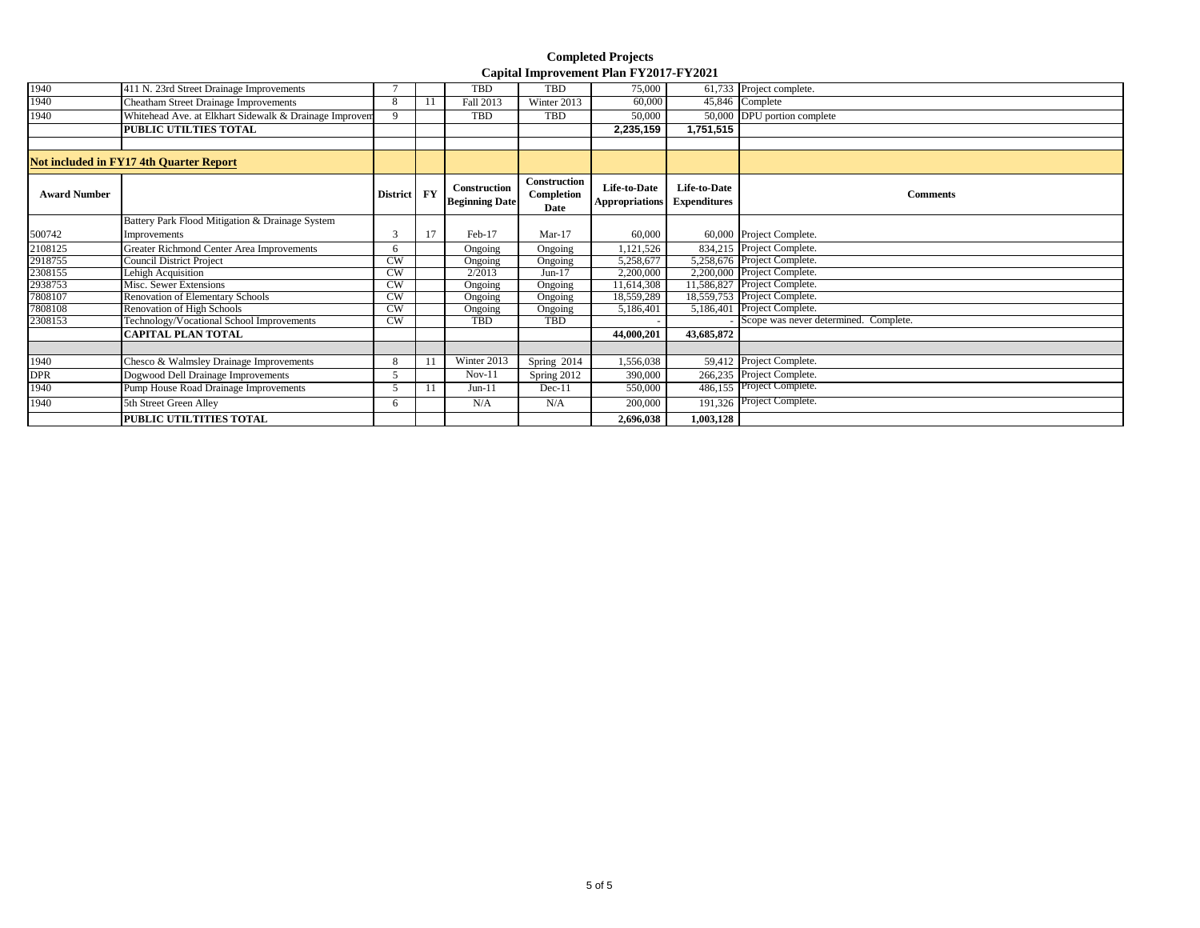## Completed Projects
## Capital Improvement Plan FY2017-FY2021

| | | | | | | | | |
|---|---|---|---|---|---|---|---|---|
| 1940 | 411 N. 23rd Street Drainage Improvements | 7 | | TBD | TBD | 75,000 | 61,733 | Project complete. |
| 1940 | Cheatham Street Drainage Improvements | 8 | 11 | Fall 2013 | Winter 2013 | 60,000 | 45,846 | Complete |
| 1940 | Whitehead Ave. at Elkhart Sidewalk & Drainage Improvem | 9 | | TBD | TBD | 50,000 | 50,000 | DPU portion complete |
| | **PUBLIC UTILTIES TOTAL** | | | | | **2,235,159** | **1,751,515** | |
| | | | | | | | | |
| **Not included in FY17 4th Quarter Report** | | | | | | | | |
| **Award Number** | | **District** | **FY** | **Construction Beginning Date** | **Construction Completion Date** | **Life-to-Date Appropriations** | **Life-to-Date Expenditures** | **Comments** |
| 500742 | Battery Park Flood Mitigation & Drainage System Improvements | 3 | 17 | Feb-17 | Mar-17 | 60,000 | 60,000 | Project Complete. |
| 2108125 | Greater Richmond Center Area Improvements | 6 | | Ongoing | Ongoing | 1,121,526 | 834,215 | Project Complete. |
| 2918755 | Council District Project | CW | | Ongoing | Ongoing | 5,258,677 | 5,258,676 | Project Complete. |
| 2308155 | Lehigh Acquisition | CW | | 2/2013 | Jun-17 | 2,200,000 | 2,200,000 | Project Complete. |
| 2938753 | Misc. Sewer Extensions | CW | | Ongoing | Ongoing | 11,614,308 | 11,586,827 | Project Complete. |
| 7808107 | Renovation of Elementary Schools | CW | | Ongoing | Ongoing | 18,559,289 | 18,559,753 | Project Complete. |
| 7808108 | Renovation of High Schools | CW | | Ongoing | Ongoing | 5,186,401 | 5,186,401 | Project Complete. |
| 2308153 | Technology/Vocational School Improvements | CW | | TBD | TBD | - | - | Scope was never determined. Complete. |
| | **CAPITAL PLAN TOTAL** | | | | | **44,000,201** | **43,685,872** | |
| | | | | | | | | |
| 1940 | Chesco & Walmsley Drainage Improvements | 8 | 11 | Winter 2013 | Spring 2014 | 1,556,038 | 59,412 | Project Complete. |
| DPR | Dogwood Dell Drainage Improvements | 5 | | Nov-11 | Spring 2012 | 390,000 | 266,235 | Project Complete. |
| 1940 | Pump House Road Drainage Improvements | 5 | 11 | Jun-11 | Dec-11 | 550,000 | 486,155 | Project Complete. |
| 1940 | 5th Street Green Alley | 6 | | N/A | N/A | 200,000 | 191,326 | Project Complete. |
| | **PUBLIC UTILTITIES TOTAL** | | | | | **2,696,038** | **1,003,128** | |